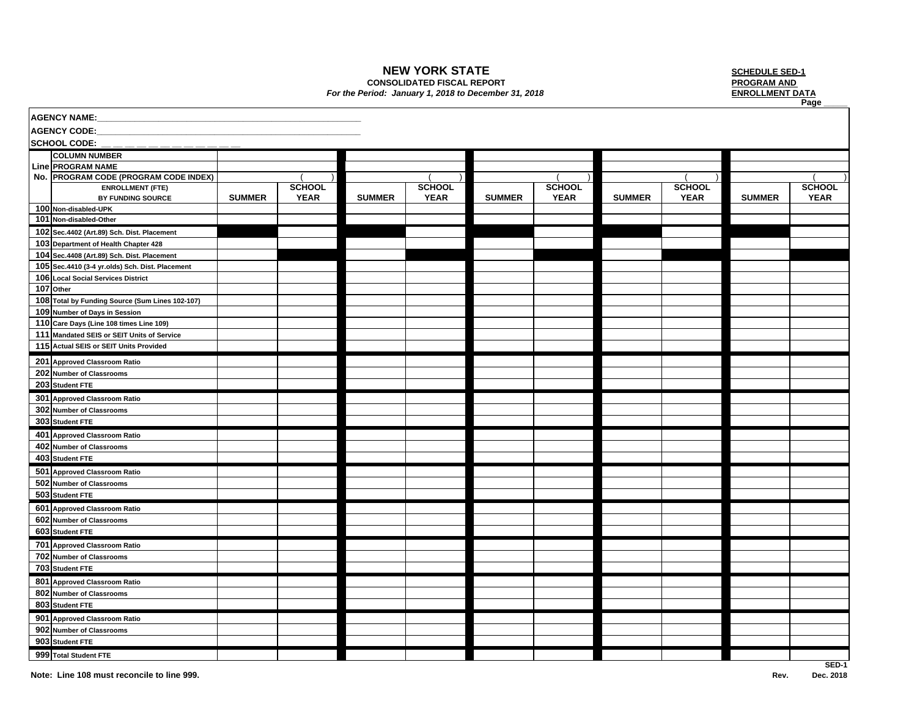# NEW YORK STATE

**CONSOLIDATED FISCAL REPORT**

*For the Period: January 1, 2018 to December 31, 2018*

**SCHEDULE SED-1**
**PROGRAM AND ENROLLMENT DATA**

Page _____

**AGENCY NAME:**_______________________________________________

**AGENCY CODE:**_______________________________________________

**SCHOOL CODE:** __ __ __ __ __ __ __ __ __ __ __ __

| Line No. | COLUMN NUMBER | | | | | | | | | | |
|---|---|---|---|---|---|---|---|---|---|---|---|
| | PROGRAM NAME | | | | | | | | | | |
| | PROGRAM CODE (PROGRAM CODE INDEX) | | ( ) | | ( ) | | ( ) | | ( ) | | ( ) |
| | ENROLLMENT (FTE) BY FUNDING SOURCE | SUMMER | SCHOOL YEAR | SUMMER | SCHOOL YEAR | SUMMER | SCHOOL YEAR | SUMMER | SCHOOL YEAR | SUMMER | SCHOOL YEAR |
| 100 | Non-disabled-UPK | | | | | | | | | | |
| 101 | Non-disabled-Other | | | | | | | | | | |
| 102 | Sec.4402 (Art.89) Sch. Dist. Placement | | | | | | | | | | |
| 103 | Department of Health Chapter 428 | | | | | | | | | | |
| 104 | Sec.4408 (Art.89) Sch. Dist. Placement | | | | | | | | | | |
| 105 | Sec.4410 (3-4 yr.olds) Sch. Dist. Placement | | | | | | | | | | |
| 106 | Local Social Services District | | | | | | | | | | |
| 107 | Other | | | | | | | | | | |
| 108 | Total by Funding Source (Sum Lines 102-107) | | | | | | | | | | |
| 109 | Number of Days in Session | | | | | | | | | | |
| 110 | Care Days (Line 108 times Line 109) | | | | | | | | | | |
| 111 | Mandated SEIS or SEIT Units of Service | | | | | | | | | | |
| 115 | Actual SEIS or SEIT Units Provided | | | | | | | | | | |
| 201 | Approved Classroom Ratio | | | | | | | | | | |
| 202 | Number of Classrooms | | | | | | | | | | |
| 203 | Student FTE | | | | | | | | | | |
| 301 | Approved Classroom Ratio | | | | | | | | | | |
| 302 | Number of Classrooms | | | | | | | | | | |
| 303 | Student FTE | | | | | | | | | | |
| 401 | Approved Classroom Ratio | | | | | | | | | | |
| 402 | Number of Classrooms | | | | | | | | | | |
| 403 | Student FTE | | | | | | | | | | |
| 501 | Approved Classroom Ratio | | | | | | | | | | |
| 502 | Number of Classrooms | | | | | | | | | | |
| 503 | Student FTE | | | | | | | | | | |
| 601 | Approved Classroom Ratio | | | | | | | | | | |
| 602 | Number of Classrooms | | | | | | | | | | |
| 603 | Student FTE | | | | | | | | | | |
| 701 | Approved Classroom Ratio | | | | | | | | | | |
| 702 | Number of Classrooms | | | | | | | | | | |
| 703 | Student FTE | | | | | | | | | | |
| 801 | Approved Classroom Ratio | | | | | | | | | | |
| 802 | Number of Classrooms | | | | | | | | | | |
| 803 | Student FTE | | | | | | | | | | |
| 901 | Approved Classroom Ratio | | | | | | | | | | |
| 902 | Number of Classrooms | | | | | | | | | | |
| 903 | Student FTE | | | | | | | | | | |
| 999 | Total Student FTE | | | | | | | | | | |

**Note: Line 108 must reconcile to line 999.**

**SED-1**
**Rev. Dec. 2018**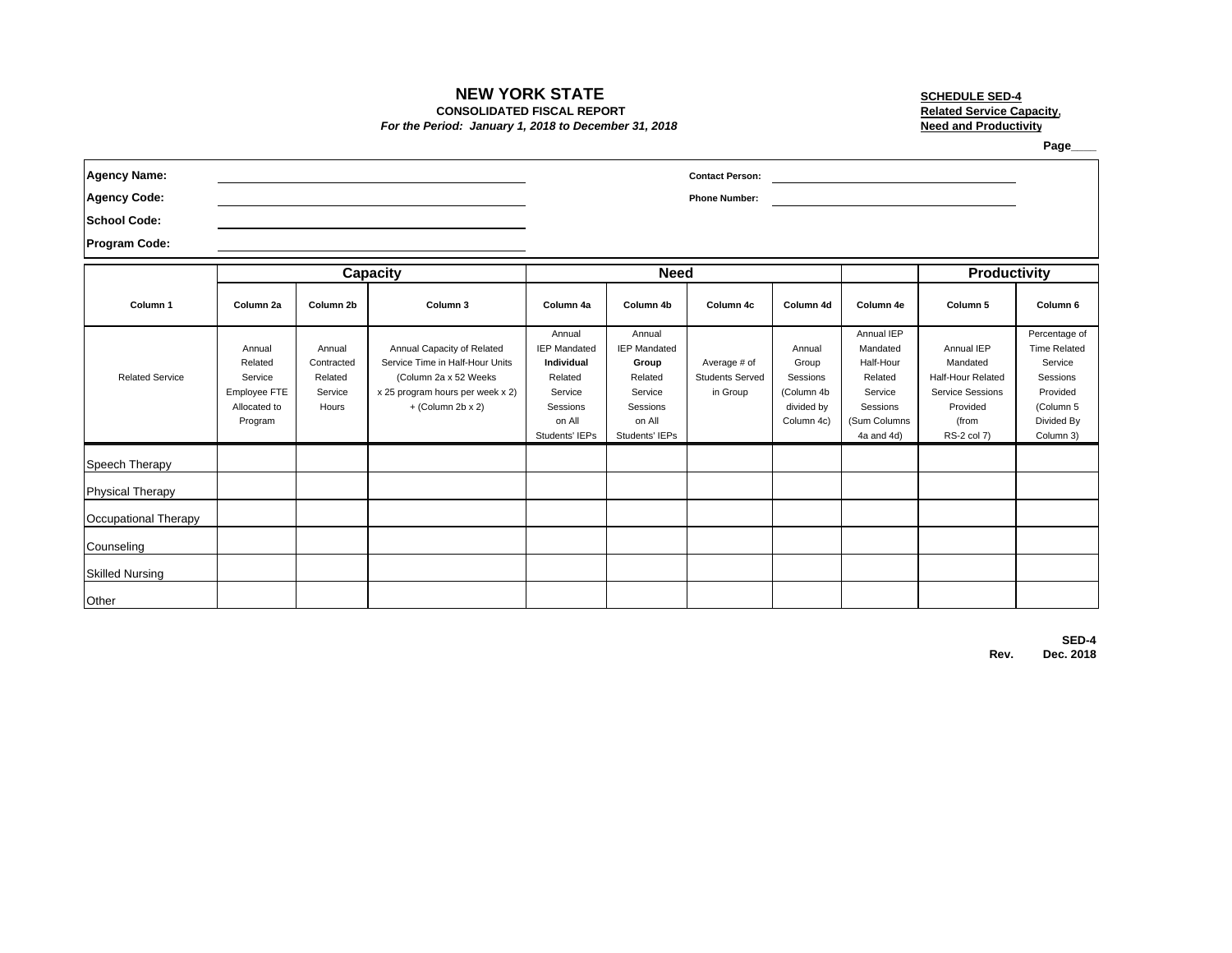# NEW YORK STATE

**CONSOLIDATED FISCAL REPORT**

***For the Period: January 1, 2018 to December 31, 2018***

**SCHEDULE SED-4**
**Related Service Capacity, Need and Productivity**

**Page____**

**Agency Name:** ______________________ **Contact Person:** ______________________

**Agency Code:** ______________________ **Phone Number:** ______________________

**School Code:** ______________________

**Program Code:** ______________________

| | Capacity | | | Need | | | | | Productivity | |
|---|---|---|---|---|---|---|---|---|---|---|
| **Column 1** | **Column 2a** | **Column 2b** | **Column 3** | **Column 4a** | **Column 4b** | **Column 4c** | **Column 4d** | **Column 4e** | **Column 5** | **Column 6** |
| Related Service | Annual Related Service Employee FTE Allocated to Program | Annual Contracted Related Service Hours | Annual Capacity of Related Service Time in Half-Hour Units (Column 2a x 52 Weeks x 25 program hours per week x 2) + (Column 2b x 2) | Annual IEP Mandated **Individual** Related Service Sessions on All Students' IEPs | Annual IEP Mandated **Group** Related Service Sessions on All Students' IEPs | Average # of Students Served in Group | Annual Group Sessions (Column 4b divided by Column 4c) | Annual IEP Mandated Half-Hour Related Service Sessions (Sum Columns 4a and 4d) | Annual IEP Mandated Half-Hour Related Service Sessions Provided (from RS-2 col 7) | Percentage of Time Related Service Sessions Provided (Column 5 Divided By Column 3) |
| Speech Therapy | | | | | | | | | | |
| Physical Therapy | | | | | | | | | | |
| Occupational Therapy | | | | | | | | | | |
| Counseling | | | | | | | | | | |
| Skilled Nursing | | | | | | | | | | |
| Other | | | | | | | | | | |

**SED-4**
**Rev. Dec. 2018**